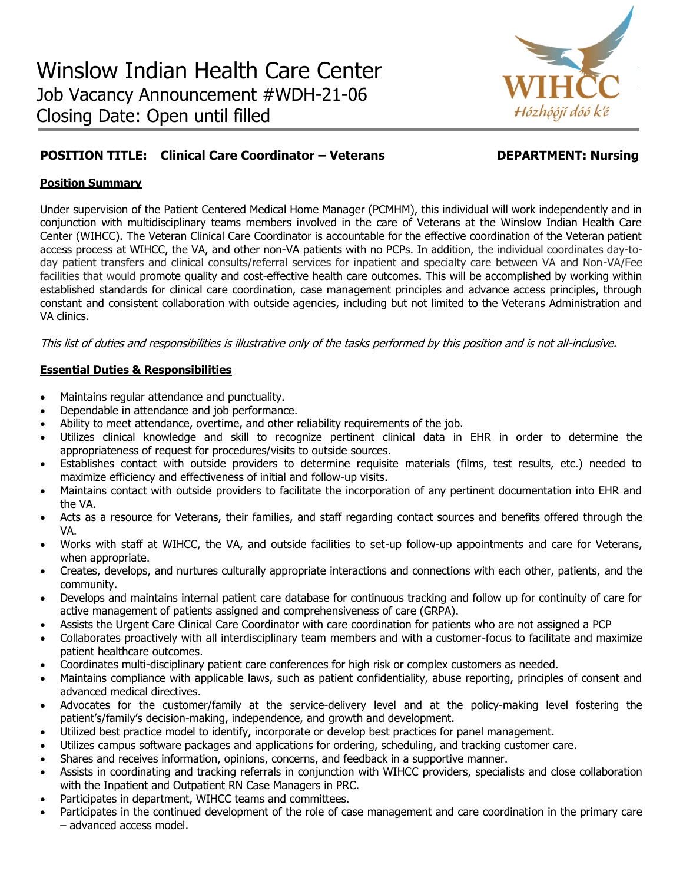# Winslow Indian Health Care Center

Job Vacancy Announcement #WDH-21-06

Closing Date: Open until filled

WIHCC
Hózhóójí dóó k'é

**POSITION TITLE: Clinical Care Coordinator – Veterans** **DEPARTMENT: Nursing**

## Position Summary

Under supervision of the Patient Centered Medical Home Manager (PCMHM), this individual will work independently and in conjunction with multidisciplinary teams members involved in the care of Veterans at the Winslow Indian Health Care Center (WIHCC). The Veteran Clinical Care Coordinator is accountable for the effective coordination of the Veteran patient access process at WIHCC, the VA, and other non-VA patients with no PCPs. In addition, the individual coordinates day-to-day patient transfers and clinical consults/referral services for inpatient and specialty care between VA and Non-VA/Fee facilities that would promote quality and cost-effective health care outcomes. This will be accomplished by working within established standards for clinical care coordination, case management principles and advance access principles, through constant and consistent collaboration with outside agencies, including but not limited to the Veterans Administration and VA clinics.

*This list of duties and responsibilities is illustrative only of the tasks performed by this position and is not all-inclusive.*

## Essential Duties & Responsibilities

- Maintains regular attendance and punctuality.
- Dependable in attendance and job performance.
- Ability to meet attendance, overtime, and other reliability requirements of the job.
- Utilizes clinical knowledge and skill to recognize pertinent clinical data in EHR in order to determine the appropriateness of request for procedures/visits to outside sources.
- Establishes contact with outside providers to determine requisite materials (films, test results, etc.) needed to maximize efficiency and effectiveness of initial and follow-up visits.
- Maintains contact with outside providers to facilitate the incorporation of any pertinent documentation into EHR and the VA.
- Acts as a resource for Veterans, their families, and staff regarding contact sources and benefits offered through the VA.
- Works with staff at WIHCC, the VA, and outside facilities to set-up follow-up appointments and care for Veterans, when appropriate.
- Creates, develops, and nurtures culturally appropriate interactions and connections with each other, patients, and the community.
- Develops and maintains internal patient care database for continuous tracking and follow up for continuity of care for active management of patients assigned and comprehensiveness of care (GRPA).
- Assists the Urgent Care Clinical Care Coordinator with care coordination for patients who are not assigned a PCP
- Collaborates proactively with all interdisciplinary team members and with a customer-focus to facilitate and maximize patient healthcare outcomes.
- Coordinates multi-disciplinary patient care conferences for high risk or complex customers as needed.
- Maintains compliance with applicable laws, such as patient confidentiality, abuse reporting, principles of consent and advanced medical directives.
- Advocates for the customer/family at the service-delivery level and at the policy-making level fostering the patient's/family's decision-making, independence, and growth and development.
- Utilized best practice model to identify, incorporate or develop best practices for panel management.
- Utilizes campus software packages and applications for ordering, scheduling, and tracking customer care.
- Shares and receives information, opinions, concerns, and feedback in a supportive manner.
- Assists in coordinating and tracking referrals in conjunction with WIHCC providers, specialists and close collaboration with the Inpatient and Outpatient RN Case Managers in PRC.
- Participates in department, WIHCC teams and committees.
- Participates in the continued development of the role of case management and care coordination in the primary care – advanced access model.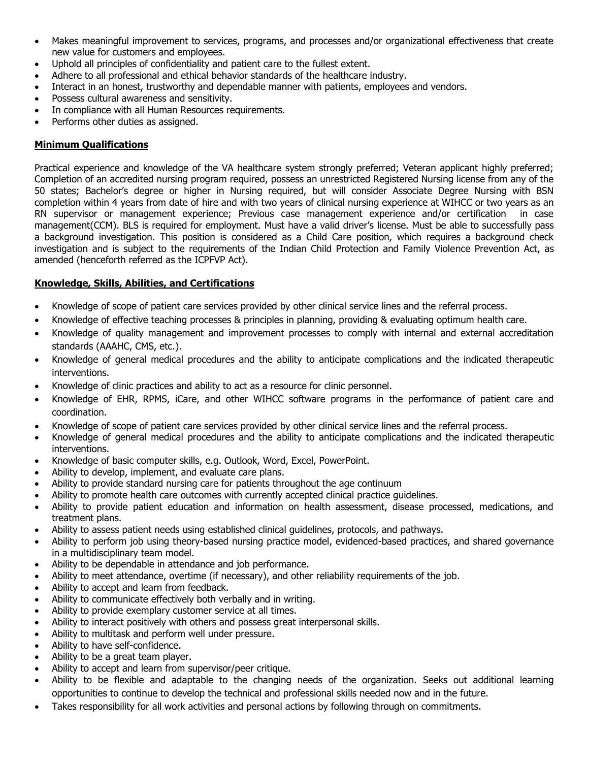- Makes meaningful improvement to services, programs, and processes and/or organizational effectiveness that create new value for customers and employees.
- Uphold all principles of confidentiality and patient care to the fullest extent.
- Adhere to all professional and ethical behavior standards of the healthcare industry.
- Interact in an honest, trustworthy and dependable manner with patients, employees and vendors.
- Possess cultural awareness and sensitivity.
- In compliance with all Human Resources requirements.
- Performs other duties as assigned.

**Minimum Qualifications**

Practical experience and knowledge of the VA healthcare system strongly preferred; Veteran applicant highly preferred; Completion of an accredited nursing program required, possess an unrestricted Registered Nursing license from any of the 50 states; Bachelor's degree or higher in Nursing required, but will consider Associate Degree Nursing with BSN completion within 4 years from date of hire and with two years of clinical nursing experience at WIHCC or two years as an RN supervisor or management experience; Previous case management experience and/or certification in case management(CCM). BLS is required for employment. Must have a valid driver's license. Must be able to successfully pass a background investigation. This position is considered as a Child Care position, which requires a background check investigation and is subject to the requirements of the Indian Child Protection and Family Violence Prevention Act, as amended (henceforth referred as the ICPFVP Act).

**Knowledge, Skills, Abilities, and Certifications**

- Knowledge of scope of patient care services provided by other clinical service lines and the referral process.
- Knowledge of effective teaching processes & principles in planning, providing & evaluating optimum health care.
- Knowledge of quality management and improvement processes to comply with internal and external accreditation standards (AAAHC, CMS, etc.).
- Knowledge of general medical procedures and the ability to anticipate complications and the indicated therapeutic interventions.
- Knowledge of clinic practices and ability to act as a resource for clinic personnel.
- Knowledge of EHR, RPMS, iCare, and other WIHCC software programs in the performance of patient care and coordination.
- Knowledge of scope of patient care services provided by other clinical service lines and the referral process.
- Knowledge of general medical procedures and the ability to anticipate complications and the indicated therapeutic interventions.
- Knowledge of basic computer skills, e.g. Outlook, Word, Excel, PowerPoint.
- Ability to develop, implement, and evaluate care plans.
- Ability to provide standard nursing care for patients throughout the age continuum
- Ability to promote health care outcomes with currently accepted clinical practice guidelines.
- Ability to provide patient education and information on health assessment, disease processed, medications, and treatment plans.
- Ability to assess patient needs using established clinical guidelines, protocols, and pathways.
- Ability to perform job using theory-based nursing practice model, evidenced-based practices, and shared governance in a multidisciplinary team model.
- Ability to be dependable in attendance and job performance.
- Ability to meet attendance, overtime (if necessary), and other reliability requirements of the job.
- Ability to accept and learn from feedback.
- Ability to communicate effectively both verbally and in writing.
- Ability to provide exemplary customer service at all times.
- Ability to interact positively with others and possess great interpersonal skills.
- Ability to multitask and perform well under pressure.
- Ability to have self-confidence.
- Ability to be a great team player.
- Ability to accept and learn from supervisor/peer critique.
- Ability to be flexible and adaptable to the changing needs of the organization. Seeks out additional learning opportunities to continue to develop the technical and professional skills needed now and in the future.
- Takes responsibility for all work activities and personal actions by following through on commitments.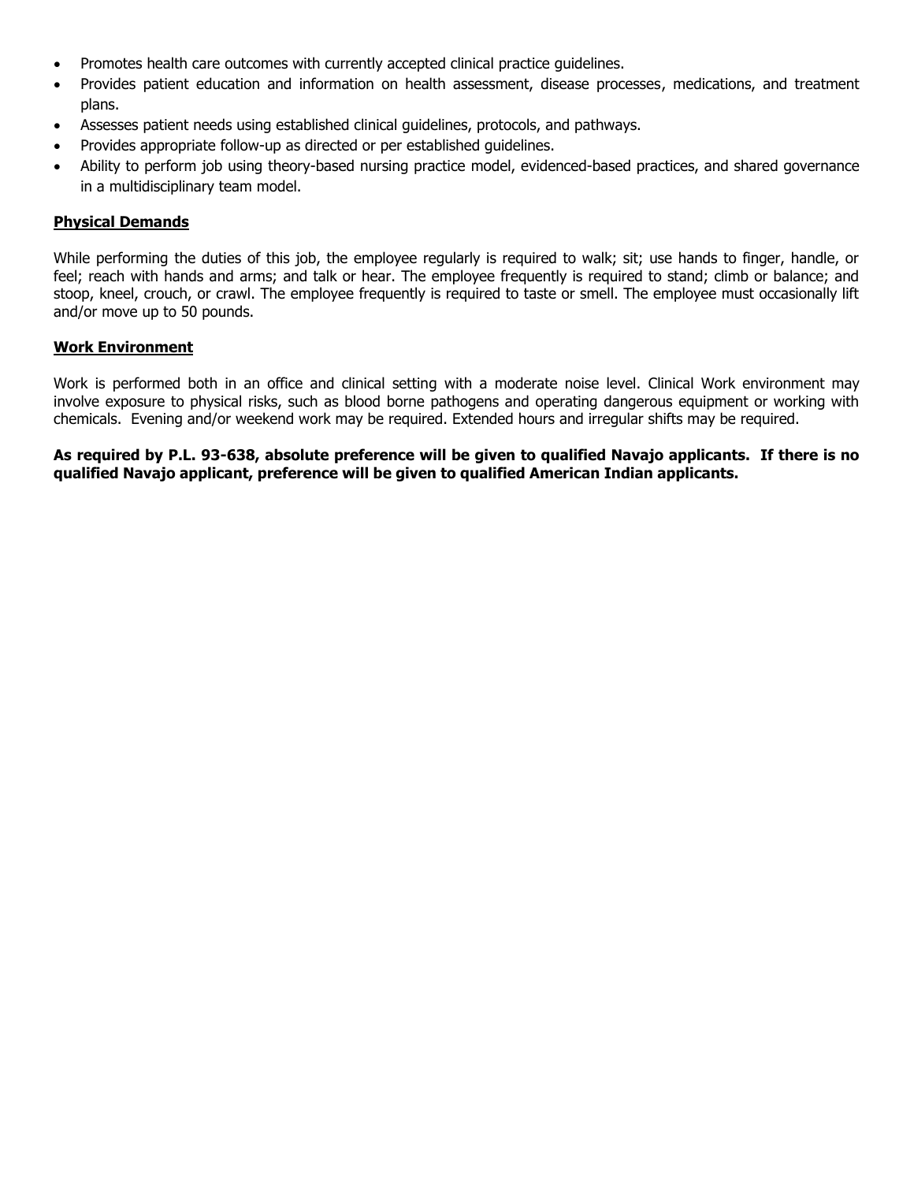- Promotes health care outcomes with currently accepted clinical practice guidelines.
- Provides patient education and information on health assessment, disease processes, medications, and treatment plans.
- Assesses patient needs using established clinical guidelines, protocols, and pathways.
- Provides appropriate follow-up as directed or per established guidelines.
- Ability to perform job using theory-based nursing practice model, evidenced-based practices, and shared governance in a multidisciplinary team model.

## Physical Demands

While performing the duties of this job, the employee regularly is required to walk; sit; use hands to finger, handle, or feel; reach with hands and arms; and talk or hear. The employee frequently is required to stand; climb or balance; and stoop, kneel, crouch, or crawl. The employee frequently is required to taste or smell. The employee must occasionally lift and/or move up to 50 pounds.

## Work Environment

Work is performed both in an office and clinical setting with a moderate noise level. Clinical Work environment may involve exposure to physical risks, such as blood borne pathogens and operating dangerous equipment or working with chemicals. Evening and/or weekend work may be required. Extended hours and irregular shifts may be required.

**As required by P.L. 93-638, absolute preference will be given to qualified Navajo applicants. If there is no qualified Navajo applicant, preference will be given to qualified American Indian applicants.**